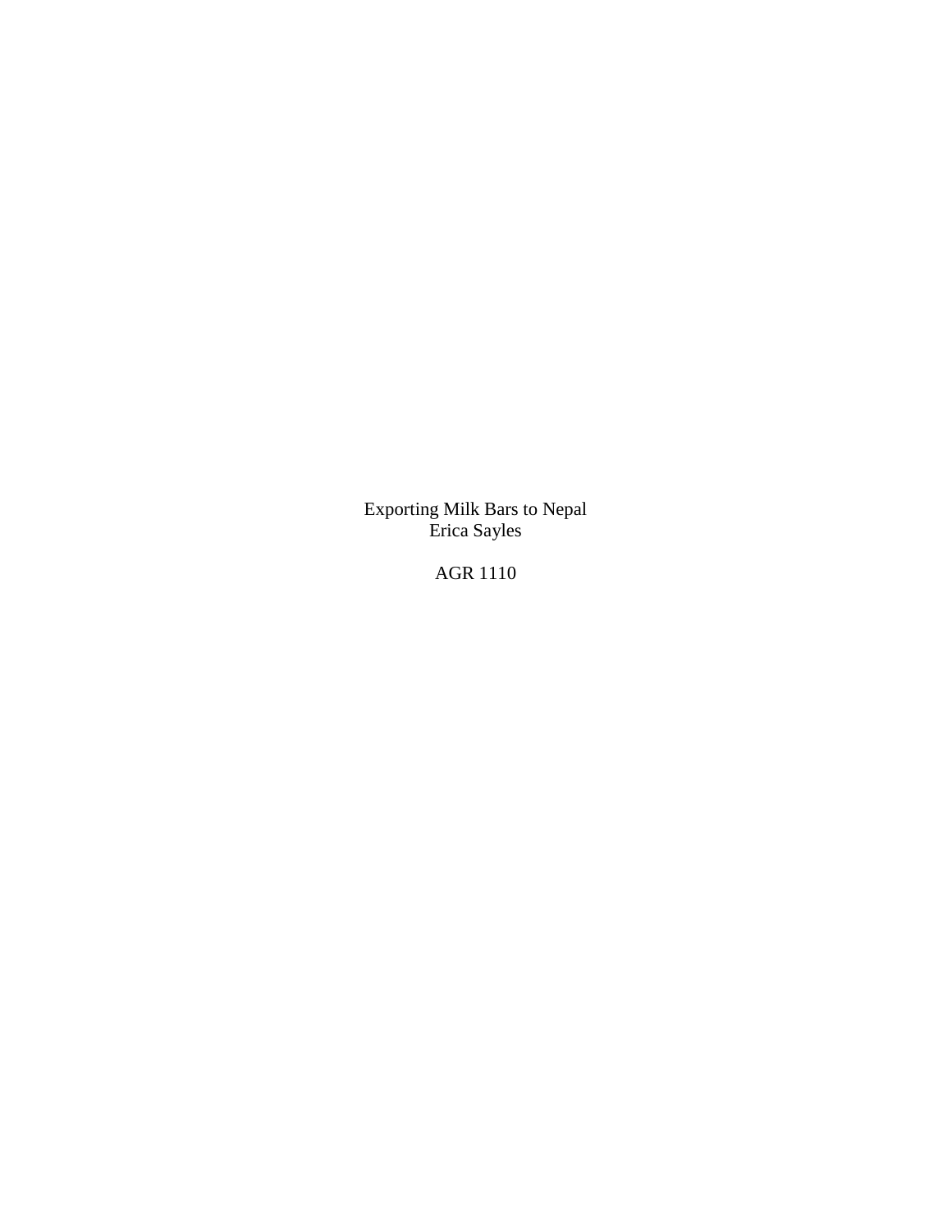Exporting Milk Bars to Nepal

Erica Sayles

AGR 1110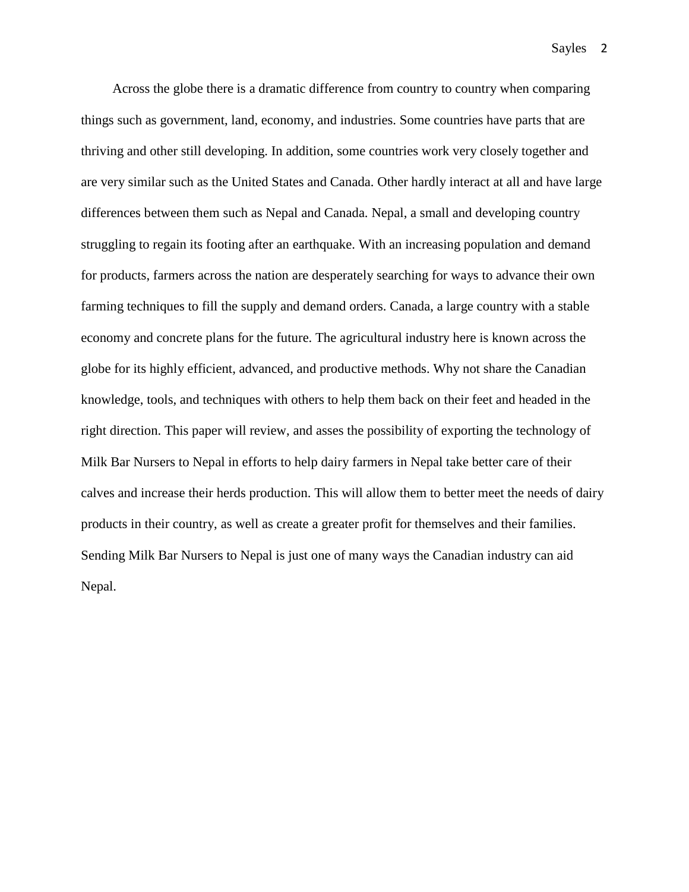Across the globe there is a dramatic difference from country to country when comparing things such as government, land, economy, and industries. Some countries have parts that are thriving and other still developing. In addition, some countries work very closely together and are very similar such as the United States and Canada. Other hardly interact at all and have large differences between them such as Nepal and Canada. Nepal, a small and developing country struggling to regain its footing after an earthquake. With an increasing population and demand for products, farmers across the nation are desperately searching for ways to advance their own farming techniques to fill the supply and demand orders. Canada, a large country with a stable economy and concrete plans for the future. The agricultural industry here is known across the globe for its highly efficient, advanced, and productive methods. Why not share the Canadian knowledge, tools, and techniques with others to help them back on their feet and headed in the right direction. This paper will review, and asses the possibility of exporting the technology of Milk Bar Nursers to Nepal in efforts to help dairy farmers in Nepal take better care of their calves and increase their herds production. This will allow them to better meet the needs of dairy products in their country, as well as create a greater profit for themselves and their families. Sending Milk Bar Nursers to Nepal is just one of many ways the Canadian industry can aid Nepal.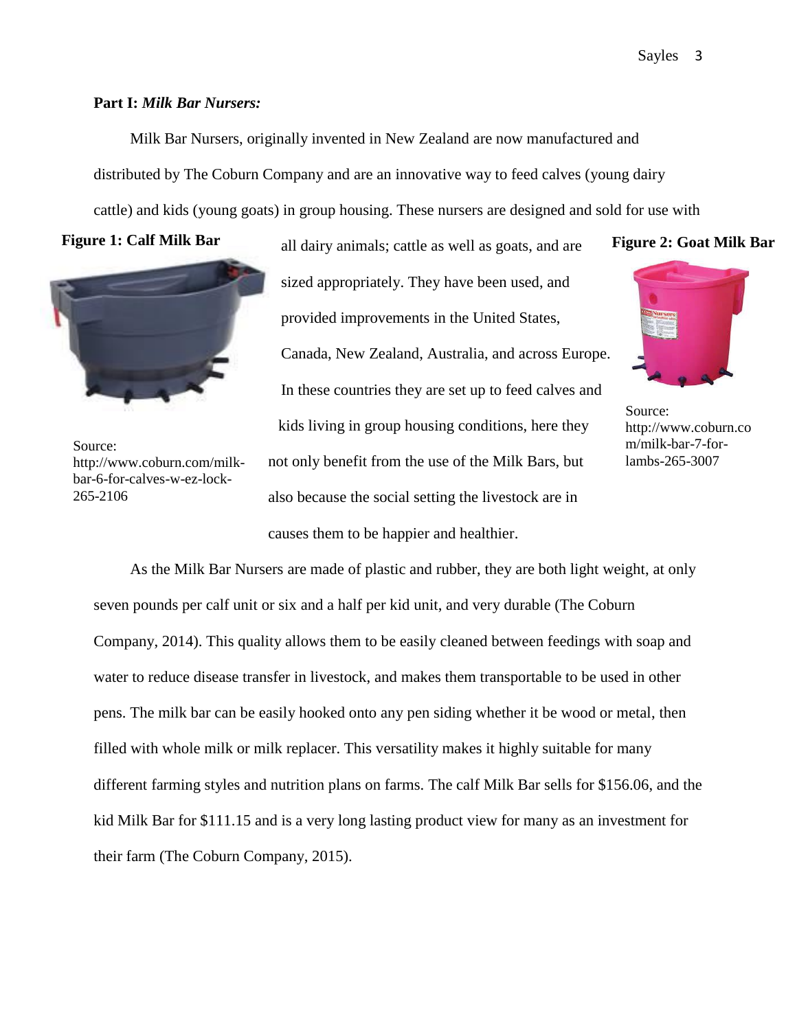**Part I:** ***Milk Bar Nursers:***

Milk Bar Nursers, originally invented in New Zealand are now manufactured and distributed by The Coburn Company and are an innovative way to feed calves (young dairy cattle) and kids (young goats) in group housing. These nursers are designed and sold for use with all dairy animals; cattle as well as goats, and are sized appropriately. They have been used, and provided improvements in the United States, Canada, New Zealand, Australia, and across Europe. In these countries they are set up to feed calves and kids living in group housing conditions, here they not only benefit from the use of the Milk Bars, but also because the social setting the livestock are in causes them to be happier and healthier.

**Figure 1: Calf Milk Bar**

Source: http://www.coburn.com/milk-bar-6-for-calves-w-ez-lock-265-2106

**Figure 2: Goat Milk Bar**

Source: http://www.coburn.com/milk-bar-7-for-lambs-265-3007

As the Milk Bar Nursers are made of plastic and rubber, they are both light weight, at only seven pounds per calf unit or six and a half per kid unit, and very durable (The Coburn Company, 2014). This quality allows them to be easily cleaned between feedings with soap and water to reduce disease transfer in livestock, and makes them transportable to be used in other pens. The milk bar can be easily hooked onto any pen siding whether it be wood or metal, then filled with whole milk or milk replacer. This versatility makes it highly suitable for many different farming styles and nutrition plans on farms. The calf Milk Bar sells for $156.06, and the kid Milk Bar for $111.15 and is a very long lasting product view for many as an investment for their farm (The Coburn Company, 2015).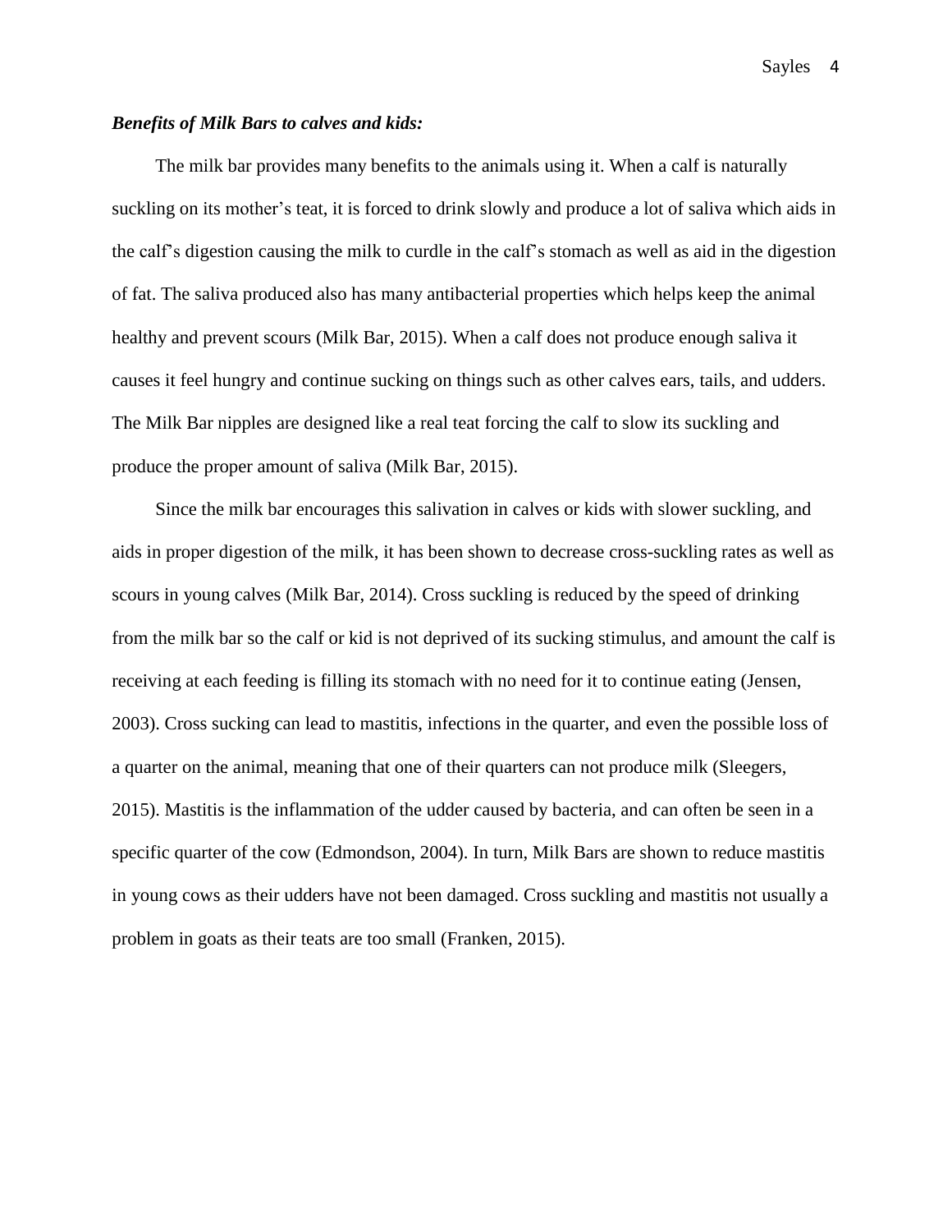***Benefits of Milk Bars to calves and kids:***

The milk bar provides many benefits to the animals using it. When a calf is naturally suckling on its mother's teat, it is forced to drink slowly and produce a lot of saliva which aids in the calf's digestion causing the milk to curdle in the calf's stomach as well as aid in the digestion of fat. The saliva produced also has many antibacterial properties which helps keep the animal healthy and prevent scours (Milk Bar, 2015). When a calf does not produce enough saliva it causes it feel hungry and continue sucking on things such as other calves ears, tails, and udders. The Milk Bar nipples are designed like a real teat forcing the calf to slow its suckling and produce the proper amount of saliva (Milk Bar, 2015).

Since the milk bar encourages this salivation in calves or kids with slower suckling, and aids in proper digestion of the milk, it has been shown to decrease cross-suckling rates as well as scours in young calves (Milk Bar, 2014). Cross suckling is reduced by the speed of drinking from the milk bar so the calf or kid is not deprived of its sucking stimulus, and amount the calf is receiving at each feeding is filling its stomach with no need for it to continue eating (Jensen, 2003). Cross sucking can lead to mastitis, infections in the quarter, and even the possible loss of a quarter on the animal, meaning that one of their quarters can not produce milk (Sleegers, 2015). Mastitis is the inflammation of the udder caused by bacteria, and can often be seen in a specific quarter of the cow (Edmondson, 2004). In turn, Milk Bars are shown to reduce mastitis in young cows as their udders have not been damaged. Cross suckling and mastitis not usually a problem in goats as their teats are too small (Franken, 2015).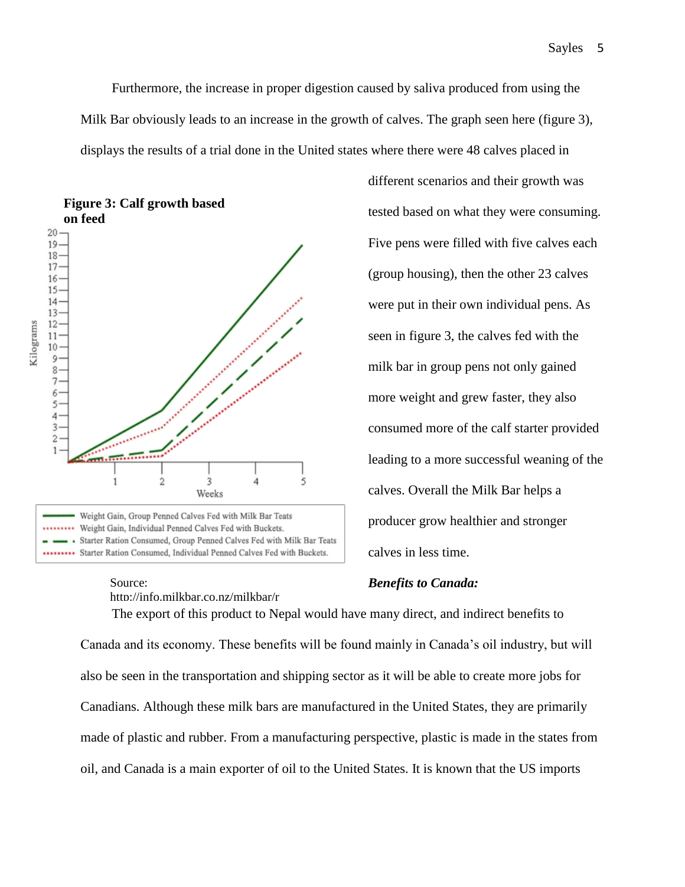Furthermore, the increase in proper digestion caused by saliva produced from using the Milk Bar obviously leads to an increase in the growth of calves. The graph seen here (figure 3), displays the results of a trial done in the United states where there were 48 calves placed in different scenarios and their growth was tested based on what they were consuming. Five pens were filled with five calves each (group housing), then the other 23 calves were put in their own individual pens. As seen in figure 3, the calves fed with the milk bar in group pens not only gained more weight and grew faster, they also consumed more of the calf starter provided leading to a more successful weaning of the calves. Overall the Milk Bar helps a producer grow healthier and stronger calves in less time.

**Figure 3: Calf growth based on feed**

Source: http://info.milkbar.co.nz/milkbar/r

***Benefits to Canada:***

The export of this product to Nepal would have many direct, and indirect benefits to Canada and its economy. These benefits will be found mainly in Canada's oil industry, but will also be seen in the transportation and shipping sector as it will be able to create more jobs for Canadians. Although these milk bars are manufactured in the United States, they are primarily made of plastic and rubber. From a manufacturing perspective, plastic is made in the states from oil, and Canada is a main exporter of oil to the United States. It is known that the US imports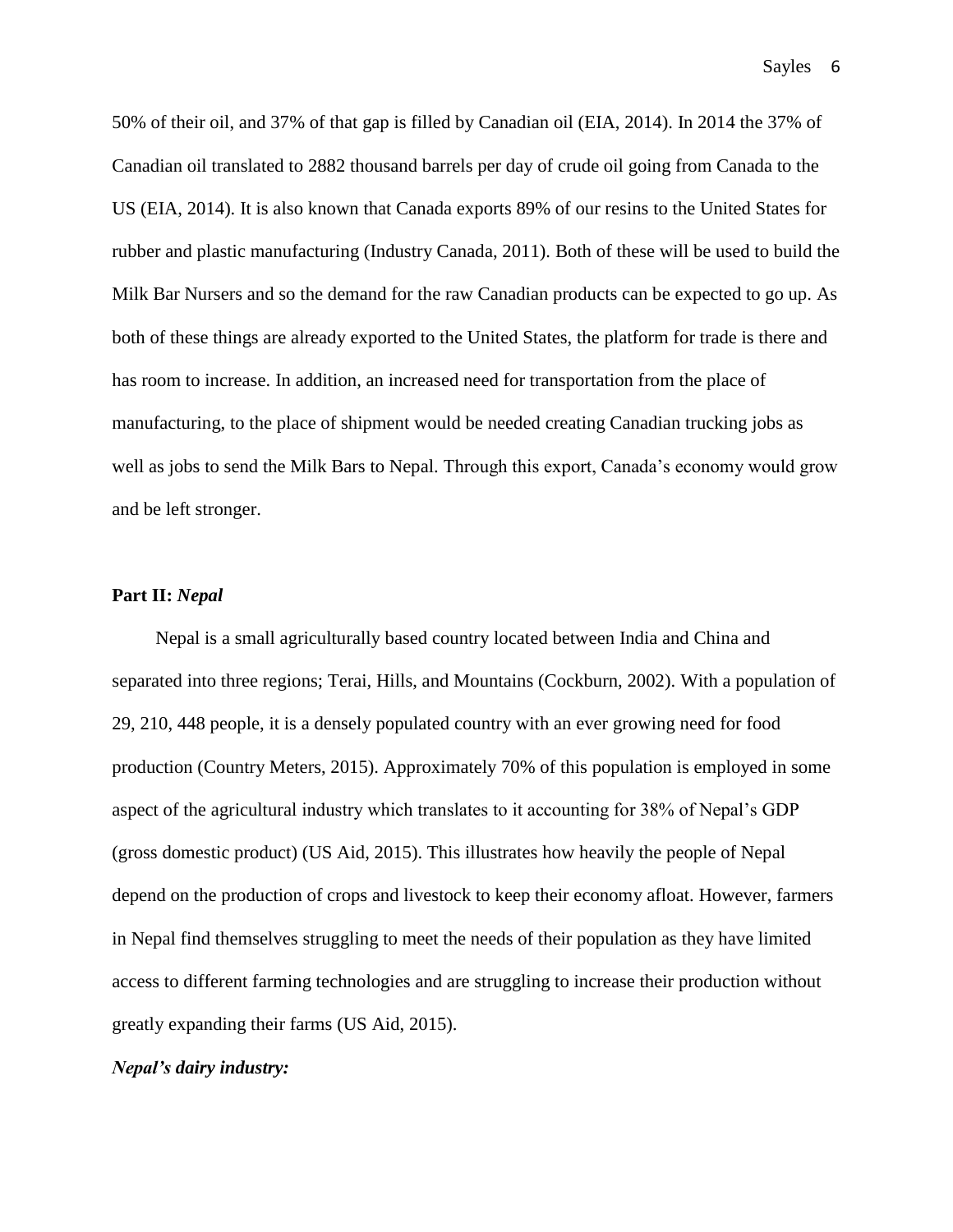50% of their oil, and 37% of that gap is filled by Canadian oil (EIA, 2014). In 2014 the 37% of Canadian oil translated to 2882 thousand barrels per day of crude oil going from Canada to the US (EIA, 2014). It is also known that Canada exports 89% of our resins to the United States for rubber and plastic manufacturing (Industry Canada, 2011). Both of these will be used to build the Milk Bar Nursers and so the demand for the raw Canadian products can be expected to go up. As both of these things are already exported to the United States, the platform for trade is there and has room to increase. In addition, an increased need for transportation from the place of manufacturing, to the place of shipment would be needed creating Canadian trucking jobs as well as jobs to send the Milk Bars to Nepal. Through this export, Canada's economy would grow and be left stronger.

## **Part II:** *Nepal*

Nepal is a small agriculturally based country located between India and China and separated into three regions; Terai, Hills, and Mountains (Cockburn, 2002). With a population of 29, 210, 448 people, it is a densely populated country with an ever growing need for food production (Country Meters, 2015). Approximately 70% of this population is employed in some aspect of the agricultural industry which translates to it accounting for 38% of Nepal's GDP (gross domestic product) (US Aid, 2015). This illustrates how heavily the people of Nepal depend on the production of crops and livestock to keep their economy afloat. However, farmers in Nepal find themselves struggling to meet the needs of their population as they have limited access to different farming technologies and are struggling to increase their production without greatly expanding their farms (US Aid, 2015).

### ***Nepal's dairy industry:***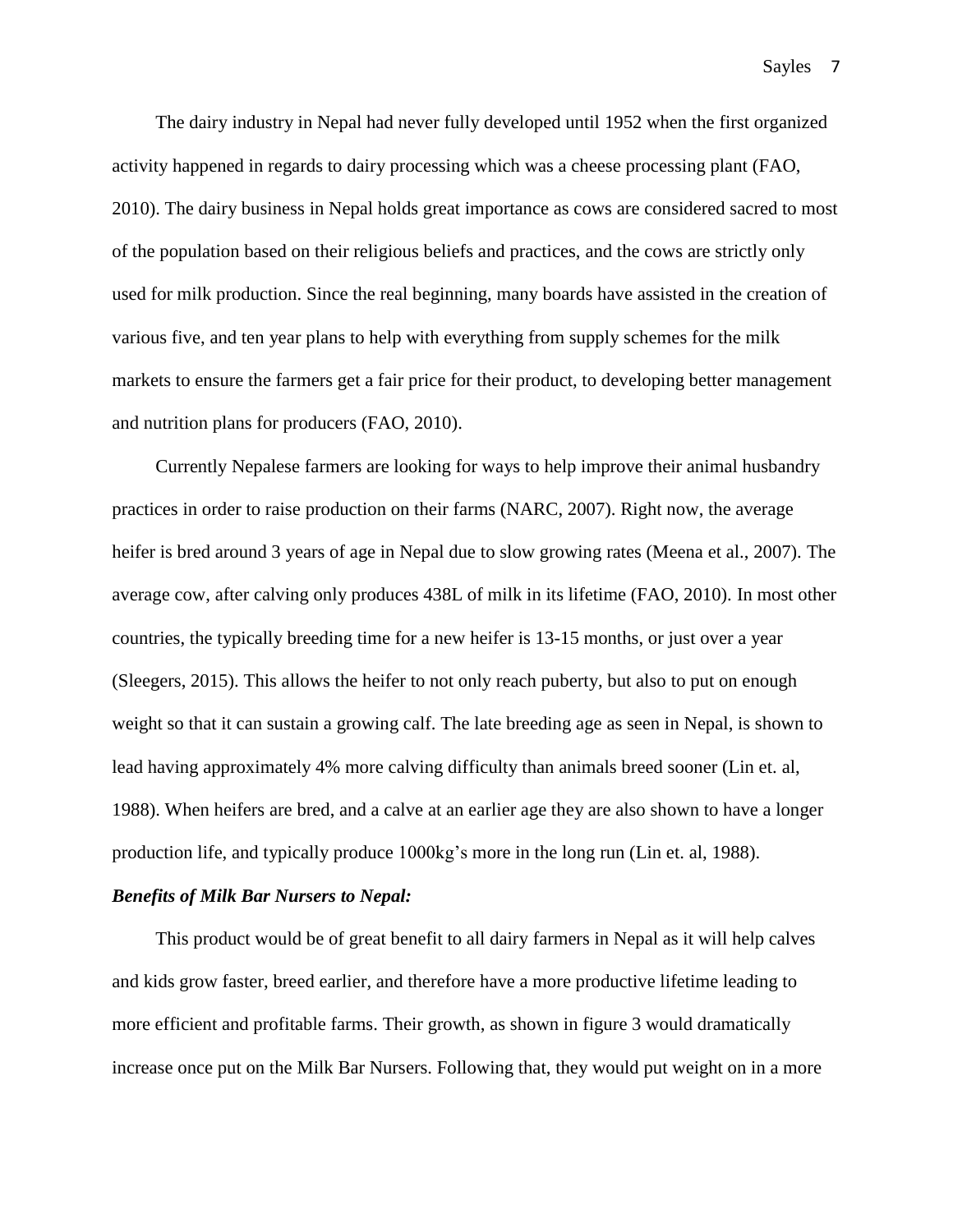The dairy industry in Nepal had never fully developed until 1952 when the first organized activity happened in regards to dairy processing which was a cheese processing plant (FAO, 2010). The dairy business in Nepal holds great importance as cows are considered sacred to most of the population based on their religious beliefs and practices, and the cows are strictly only used for milk production. Since the real beginning, many boards have assisted in the creation of various five, and ten year plans to help with everything from supply schemes for the milk markets to ensure the farmers get a fair price for their product, to developing better management and nutrition plans for producers (FAO, 2010).

Currently Nepalese farmers are looking for ways to help improve their animal husbandry practices in order to raise production on their farms (NARC, 2007). Right now, the average heifer is bred around 3 years of age in Nepal due to slow growing rates (Meena et al., 2007). The average cow, after calving only produces 438L of milk in its lifetime (FAO, 2010). In most other countries, the typically breeding time for a new heifer is 13-15 months, or just over a year (Sleegers, 2015). This allows the heifer to not only reach puberty, but also to put on enough weight so that it can sustain a growing calf. The late breeding age as seen in Nepal, is shown to lead having approximately 4% more calving difficulty than animals breed sooner (Lin et. al, 1988). When heifers are bred, and a calve at an earlier age they are also shown to have a longer production life, and typically produce 1000kg's more in the long run (Lin et. al, 1988).

***Benefits of Milk Bar Nursers to Nepal:***

This product would be of great benefit to all dairy farmers in Nepal as it will help calves and kids grow faster, breed earlier, and therefore have a more productive lifetime leading to more efficient and profitable farms. Their growth, as shown in figure 3 would dramatically increase once put on the Milk Bar Nursers. Following that, they would put weight on in a more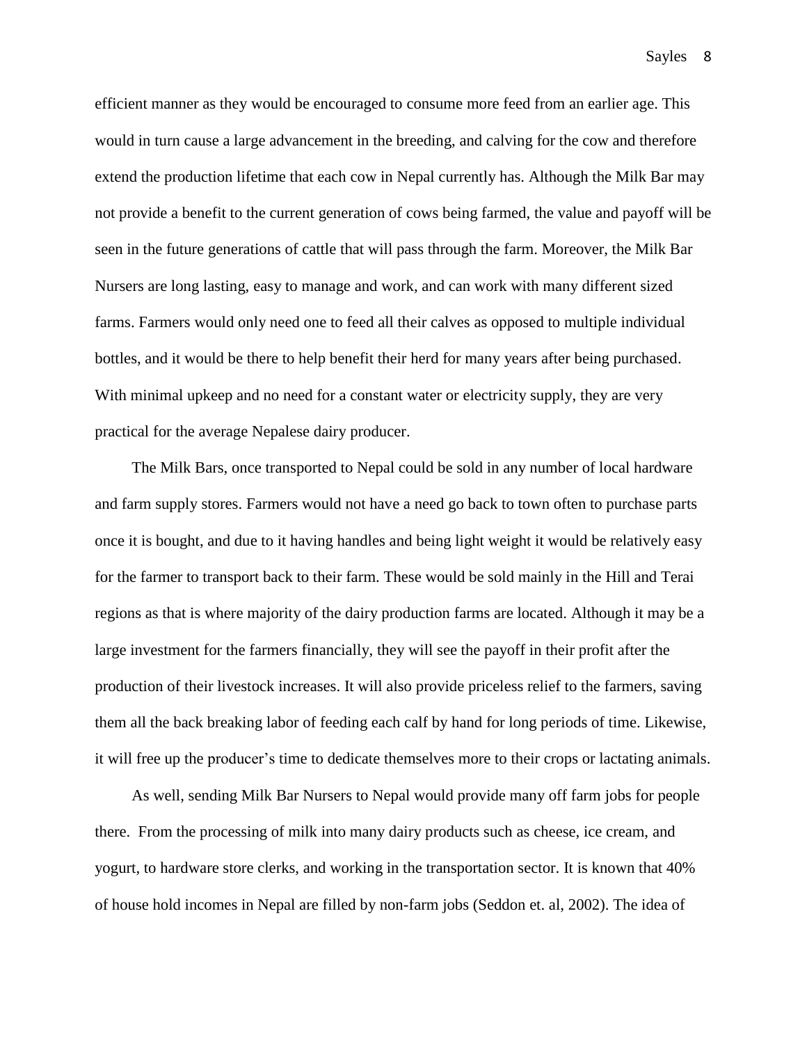efficient manner as they would be encouraged to consume more feed from an earlier age. This would in turn cause a large advancement in the breeding, and calving for the cow and therefore extend the production lifetime that each cow in Nepal currently has. Although the Milk Bar may not provide a benefit to the current generation of cows being farmed, the value and payoff will be seen in the future generations of cattle that will pass through the farm. Moreover, the Milk Bar Nursers are long lasting, easy to manage and work, and can work with many different sized farms. Farmers would only need one to feed all their calves as opposed to multiple individual bottles, and it would be there to help benefit their herd for many years after being purchased. With minimal upkeep and no need for a constant water or electricity supply, they are very practical for the average Nepalese dairy producer.

The Milk Bars, once transported to Nepal could be sold in any number of local hardware and farm supply stores. Farmers would not have a need go back to town often to purchase parts once it is bought, and due to it having handles and being light weight it would be relatively easy for the farmer to transport back to their farm. These would be sold mainly in the Hill and Terai regions as that is where majority of the dairy production farms are located. Although it may be a large investment for the farmers financially, they will see the payoff in their profit after the production of their livestock increases. It will also provide priceless relief to the farmers, saving them all the back breaking labor of feeding each calf by hand for long periods of time. Likewise, it will free up the producer's time to dedicate themselves more to their crops or lactating animals.

As well, sending Milk Bar Nursers to Nepal would provide many off farm jobs for people there. From the processing of milk into many dairy products such as cheese, ice cream, and yogurt, to hardware store clerks, and working in the transportation sector. It is known that 40% of house hold incomes in Nepal are filled by non-farm jobs (Seddon et. al, 2002). The idea of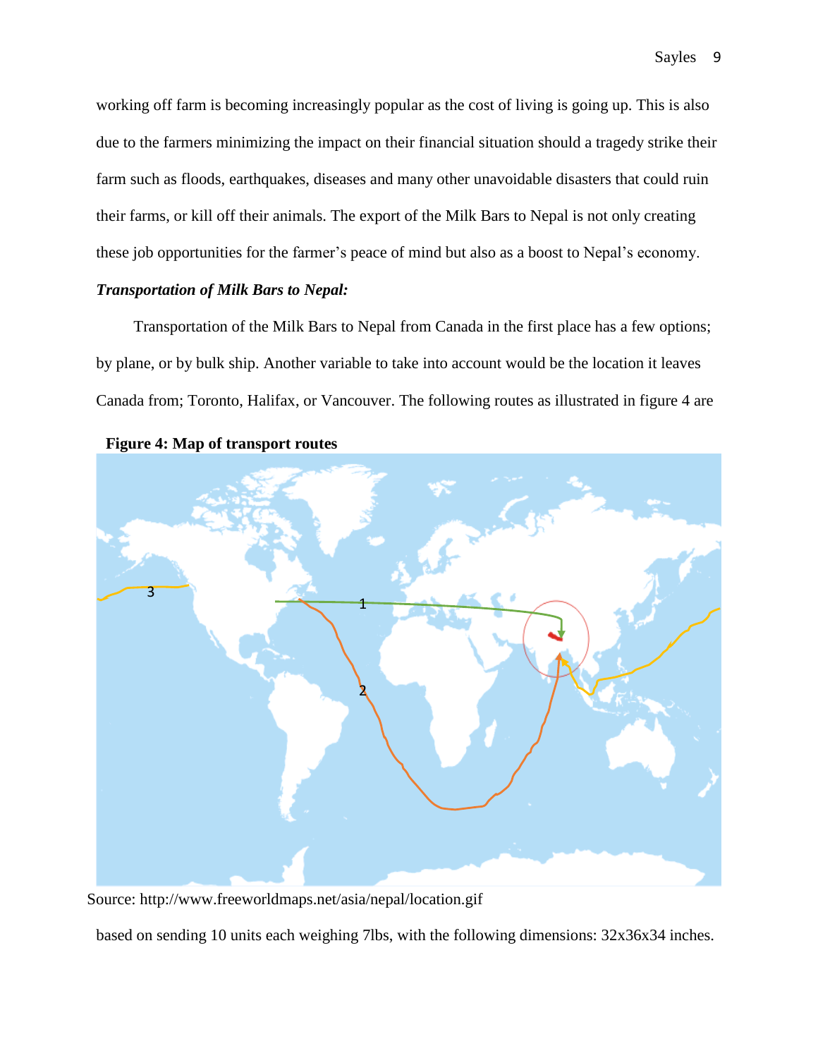working off farm is becoming increasingly popular as the cost of living is going up. This is also due to the farmers minimizing the impact on their financial situation should a tragedy strike their farm such as floods, earthquakes, diseases and many other unavoidable disasters that could ruin their farms, or kill off their animals. The export of the Milk Bars to Nepal is not only creating these job opportunities for the farmer's peace of mind but also as a boost to Nepal's economy.

***Transportation of Milk Bars to Nepal:***

Transportation of the Milk Bars to Nepal from Canada in the first place has a few options; by plane, or by bulk ship. Another variable to take into account would be the location it leaves Canada from; Toronto, Halifax, or Vancouver. The following routes as illustrated in figure 4 are

**Figure 4: Map of transport routes**

Source: http://www.freeworldmaps.net/asia/nepal/location.gif

based on sending 10 units each weighing 7lbs, with the following dimensions: 32x36x34 inches.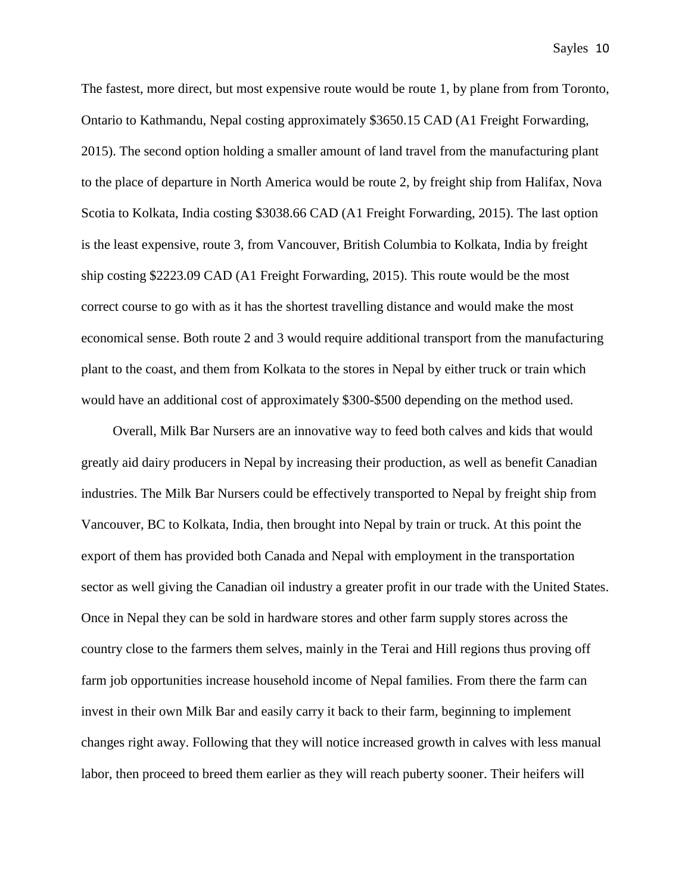The fastest, more direct, but most expensive route would be route 1, by plane from from Toronto, Ontario to Kathmandu, Nepal costing approximately $3650.15 CAD (A1 Freight Forwarding, 2015). The second option holding a smaller amount of land travel from the manufacturing plant to the place of departure in North America would be route 2, by freight ship from Halifax, Nova Scotia to Kolkata, India costing $3038.66 CAD (A1 Freight Forwarding, 2015). The last option is the least expensive, route 3, from Vancouver, British Columbia to Kolkata, India by freight ship costing $2223.09 CAD (A1 Freight Forwarding, 2015). This route would be the most correct course to go with as it has the shortest travelling distance and would make the most economical sense. Both route 2 and 3 would require additional transport from the manufacturing plant to the coast, and them from Kolkata to the stores in Nepal by either truck or train which would have an additional cost of approximately $300-$500 depending on the method used.

Overall, Milk Bar Nursers are an innovative way to feed both calves and kids that would greatly aid dairy producers in Nepal by increasing their production, as well as benefit Canadian industries. The Milk Bar Nursers could be effectively transported to Nepal by freight ship from Vancouver, BC to Kolkata, India, then brought into Nepal by train or truck. At this point the export of them has provided both Canada and Nepal with employment in the transportation sector as well giving the Canadian oil industry a greater profit in our trade with the United States. Once in Nepal they can be sold in hardware stores and other farm supply stores across the country close to the farmers them selves, mainly in the Terai and Hill regions thus proving off farm job opportunities increase household income of Nepal families. From there the farm can invest in their own Milk Bar and easily carry it back to their farm, beginning to implement changes right away. Following that they will notice increased growth in calves with less manual labor, then proceed to breed them earlier as they will reach puberty sooner. Their heifers will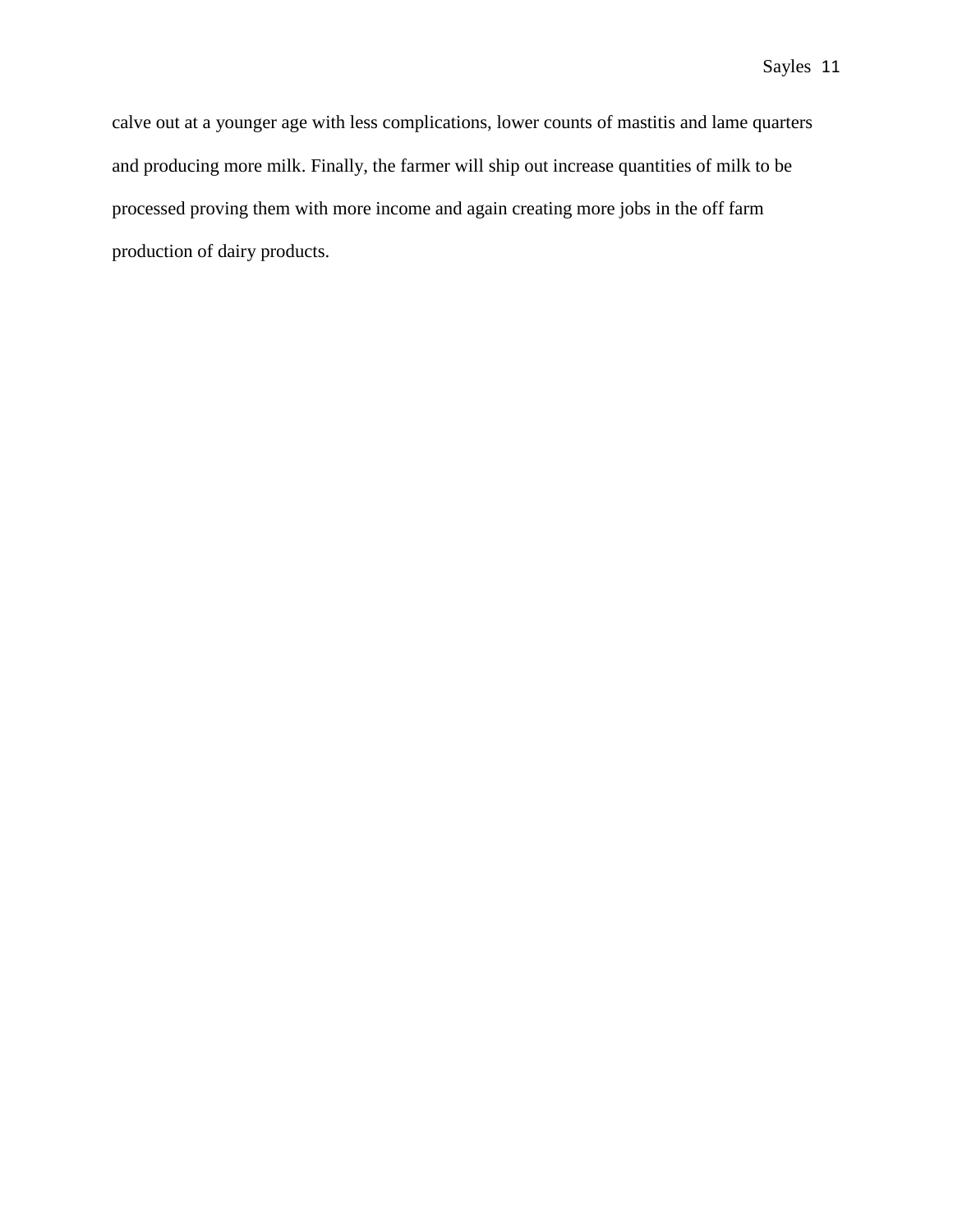calve out at a younger age with less complications, lower counts of mastitis and lame quarters and producing more milk. Finally, the farmer will ship out increase quantities of milk to be processed proving them with more income and again creating more jobs in the off farm production of dairy products.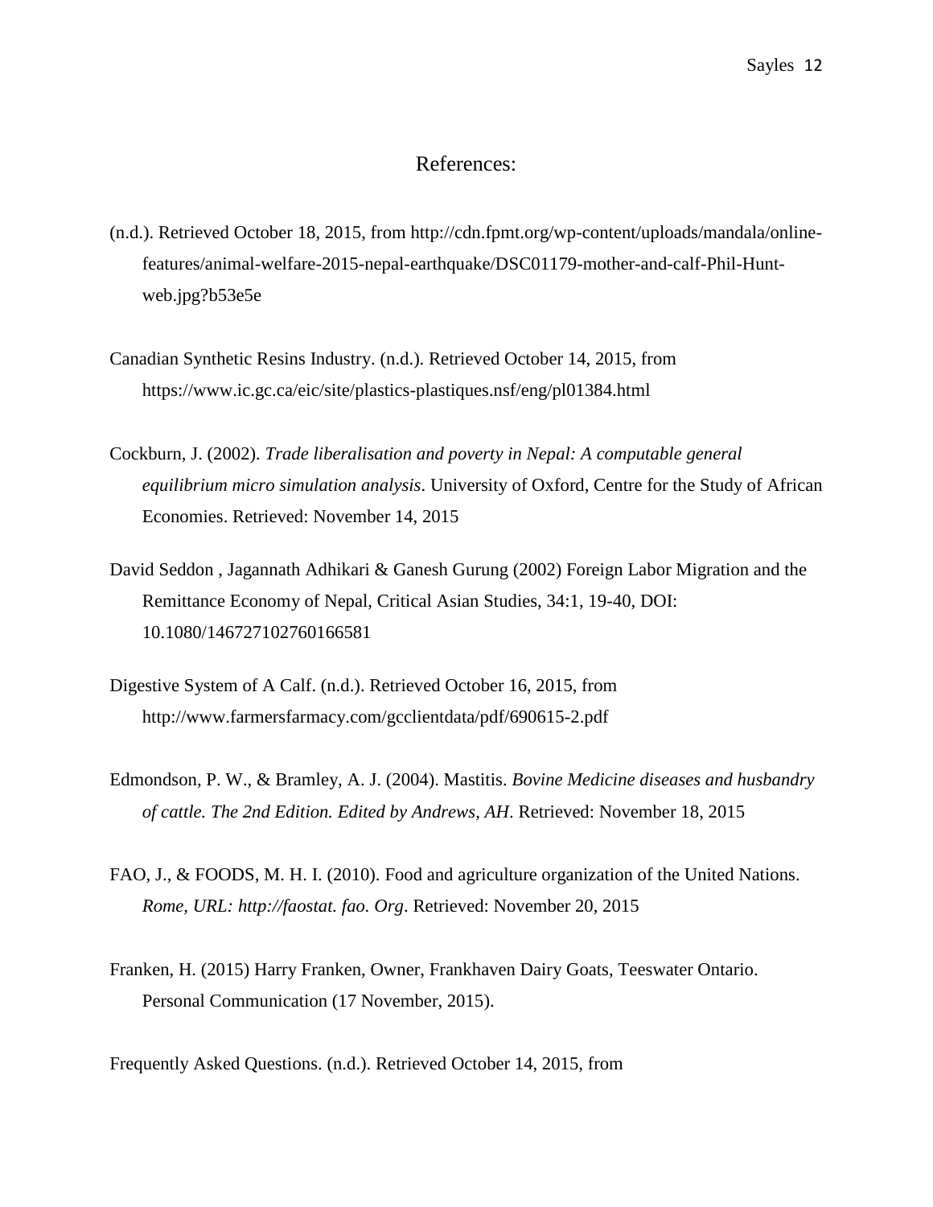# References:

(n.d.). Retrieved October 18, 2015, from http://cdn.fpmt.org/wp-content/uploads/mandala/online-features/animal-welfare-2015-nepal-earthquake/DSC01179-mother-and-calf-Phil-Hunt-web.jpg?b53e5e

Canadian Synthetic Resins Industry. (n.d.). Retrieved October 14, 2015, from https://www.ic.gc.ca/eic/site/plastics-plastiques.nsf/eng/pl01384.html

Cockburn, J. (2002). *Trade liberalisation and poverty in Nepal: A computable general equilibrium micro simulation analysis*. University of Oxford, Centre for the Study of African Economies. Retrieved: November 14, 2015

David Seddon , Jagannath Adhikari & Ganesh Gurung (2002) Foreign Labor Migration and the Remittance Economy of Nepal, Critical Asian Studies, 34:1, 19-40, DOI: 10.1080/146727102760166581

Digestive System of A Calf. (n.d.). Retrieved October 16, 2015, from http://www.farmersfarmacy.com/gcclientdata/pdf/690615-2.pdf

Edmondson, P. W., & Bramley, A. J. (2004). Mastitis. *Bovine Medicine diseases and husbandry of cattle. The 2nd Edition. Edited by Andrews, AH*. Retrieved: November 18, 2015

FAO, J., & FOODS, M. H. I. (2010). Food and agriculture organization of the United Nations. *Rome, URL: http://faostat. fao. Org*. Retrieved: November 20, 2015

Franken, H. (2015) Harry Franken, Owner, Frankhaven Dairy Goats, Teeswater Ontario. Personal Communication (17 November, 2015).

Frequently Asked Questions. (n.d.). Retrieved October 14, 2015, from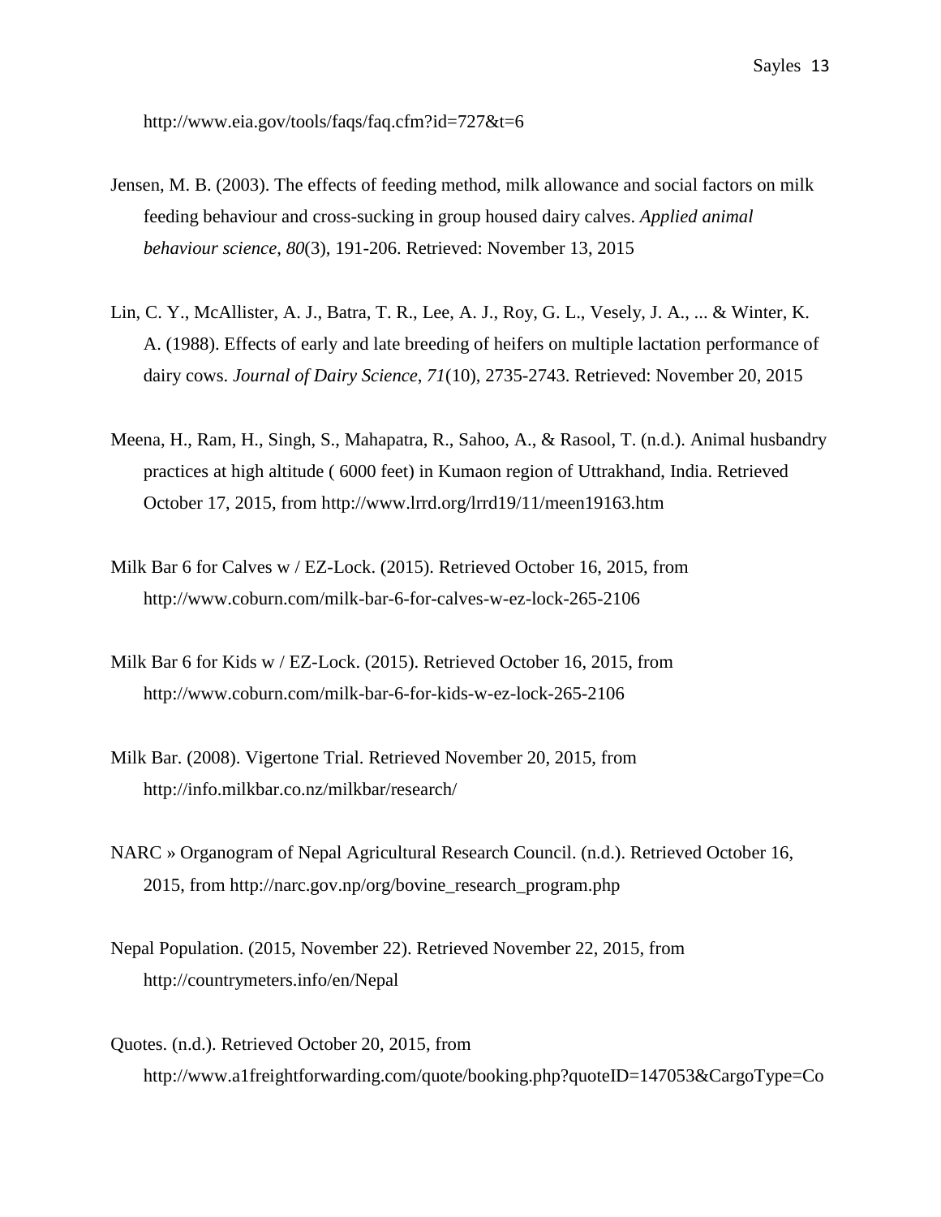http://www.eia.gov/tools/faqs/faq.cfm?id=727&t=6

Jensen, M. B. (2003). The effects of feeding method, milk allowance and social factors on milk feeding behaviour and cross-sucking in group housed dairy calves. *Applied animal behaviour science*, *80*(3), 191-206. Retrieved: November 13, 2015

Lin, C. Y., McAllister, A. J., Batra, T. R., Lee, A. J., Roy, G. L., Vesely, J. A., ... & Winter, K. A. (1988). Effects of early and late breeding of heifers on multiple lactation performance of dairy cows. *Journal of Dairy Science*, *71*(10), 2735-2743. Retrieved: November 20, 2015

Meena, H., Ram, H., Singh, S., Mahapatra, R., Sahoo, A., & Rasool, T. (n.d.). Animal husbandry practices at high altitude ( 6000 feet) in Kumaon region of Uttrakhand, India. Retrieved October 17, 2015, from http://www.lrrd.org/lrrd19/11/meen19163.htm

Milk Bar 6 for Calves w / EZ-Lock. (2015). Retrieved October 16, 2015, from http://www.coburn.com/milk-bar-6-for-calves-w-ez-lock-265-2106

Milk Bar 6 for Kids w / EZ-Lock. (2015). Retrieved October 16, 2015, from http://www.coburn.com/milk-bar-6-for-kids-w-ez-lock-265-2106

Milk Bar. (2008). Vigertone Trial. Retrieved November 20, 2015, from http://info.milkbar.co.nz/milkbar/research/

NARC » Organogram of Nepal Agricultural Research Council. (n.d.). Retrieved October 16, 2015, from http://narc.gov.np/org/bovine_research_program.php

Nepal Population. (2015, November 22). Retrieved November 22, 2015, from http://countrymeters.info/en/Nepal

Quotes. (n.d.). Retrieved October 20, 2015, from http://www.a1freightforwarding.com/quote/booking.php?quoteID=147053&CargoType=Co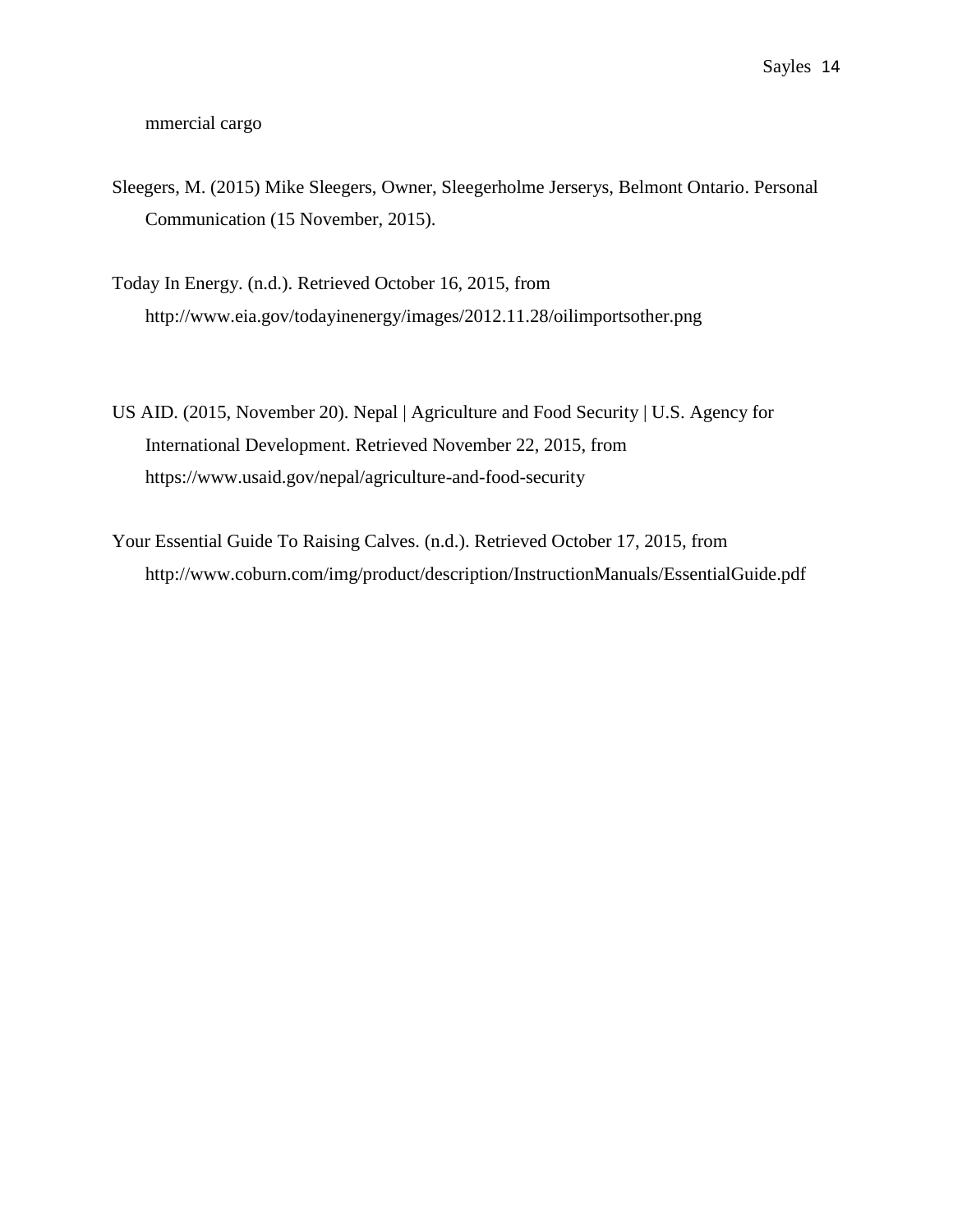mmercial cargo

Sleegers, M. (2015) Mike Sleegers, Owner, Sleegerholme Jerserys, Belmont Ontario. Personal Communication (15 November, 2015).

Today In Energy. (n.d.). Retrieved October 16, 2015, from http://www.eia.gov/todayinenergy/images/2012.11.28/oilimportsother.png

US AID. (2015, November 20). Nepal | Agriculture and Food Security | U.S. Agency for International Development. Retrieved November 22, 2015, from https://www.usaid.gov/nepal/agriculture-and-food-security

Your Essential Guide To Raising Calves. (n.d.). Retrieved October 17, 2015, from http://www.coburn.com/img/product/description/InstructionManuals/EssentialGuide.pdf